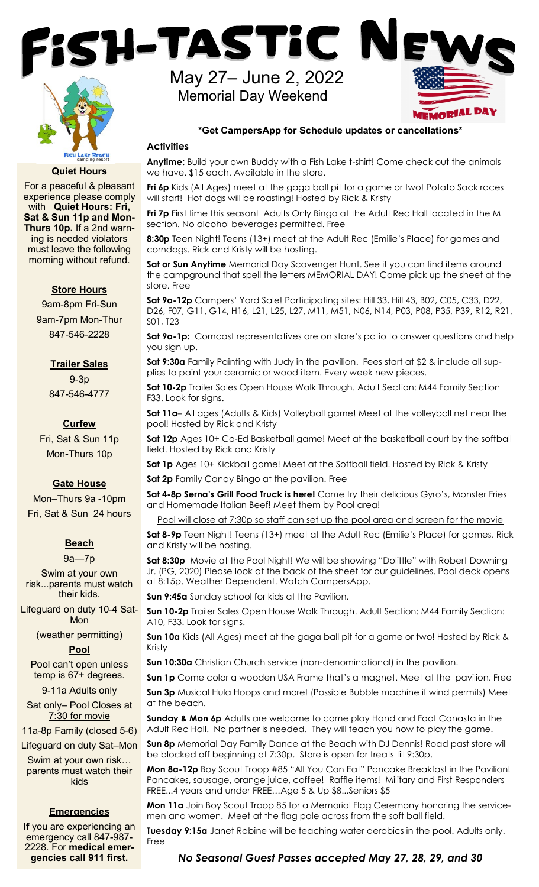# FiSH-TASTiC NEWS

## May 27– June 2, 2022

Memorial Day Weekend

MEMORIAL DAY

**\*Get CampersApp for Schedule updates or cancellations\***

### Quiet Hours

For a peaceful & pleasant experience please comply with **Quiet Hours: Fri, Sat & Sun 11p and Mon-Thurs 10p.** If a 2nd warning is needed violators must leave the following morning without refund.

### Store Hours

9am-8pm Fri-Sun

9am-7pm Mon-Thur

847-546-2228

### Trailer Sales

9-3p

847-546-4777

### Curfew

Fri, Sat & Sun 11p

Mon-Thurs 10p

### Gate House

Mon–Thurs 9a -10pm

Fri, Sat & Sun 24 hours

### Beach

9a—7p

Swim at your own risk...parents must watch their kids.

Lifeguard on duty 10-4 Sat-Mon

(weather permitting)

### Pool

Pool can't open unless temp is 67+ degrees.

9-11a Adults only

Sat only– Pool Closes at 7:30 for movie

11a-8p Family (closed 5-6)

Lifeguard on duty Sat–Mon

Swim at your own risk… parents must watch their kids

### Emergencies

**If** you are experiencing an emergency call 847-987-2228. For **medical emergencies call 911 first.**

### Activities

**Anytime**: Build your own Buddy with a Fish Lake t-shirt! Come check out the animals we have. $15 each. Available in the store.

**Fri 6p** Kids (All Ages) meet at the gaga ball pit for a game or two! Potato Sack races will start! Hot dogs will be roasting! Hosted by Rick & Kristy

**Fri 7p** First time this season! Adults Only Bingo at the Adult Rec Hall located in the M section. No alcohol beverages permitted. Free

**8:30p** Teen Night! Teens (13+) meet at the Adult Rec (Emilie's Place) for games and corndogs. Rick and Kristy will be hosting.

**Sat or Sun Anytime** Memorial Day Scavenger Hunt. See if you can find items around the campground that spell the letters MEMORIAL DAY! Come pick up the sheet at the store. Free

**Sat 9a-12p** Campers' Yard Sale! Participating sites: Hill 33, Hill 43, B02, C05, C33, D22, D26, F07, G11, G14, H16, L21, L25, L27, M11, M51, N06, N14, P03, P08, P35, P39, R12, R21, S01, T23

**Sat 9a-1p:** Comcast representatives are on store's patio to answer questions and help you sign up.

**Sat 9:30a** Family Painting with Judy in the pavilion. Fees start at $2 & include all supplies to paint your ceramic or wood item. Every week new pieces.

**Sat 10-2p** Trailer Sales Open House Walk Through. Adult Section: M44 Family Section F33. Look for signs.

**Sat 11a**– All ages (Adults & Kids) Volleyball game! Meet at the volleyball net near the pool! Hosted by Rick and Kristy

**Sat 12p** Ages 10+ Co-Ed Basketball game! Meet at the basketball court by the softball field. Hosted by Rick and Kristy

**Sat 1p** Ages 10+ Kickball game! Meet at the Softball field. Hosted by Rick & Kristy

**Sat 2p** Family Candy Bingo at the pavilion. Free

**Sat 4-8p Serna's Grill Food Truck is here!** Come try their delicious Gyro's, Monster Fries and Homemade Italian Beef! Meet them by Pool area!

Pool will close at 7:30p so staff can set up the pool area and screen for the movie

**Sat 8-9p** Teen Night! Teens (13+) meet at the Adult Rec (Emilie's Place) for games. Rick and Kristy will be hosting.

**Sat 8:30p** Movie at the Pool Night! We will be showing "Dolitte" with Robert Downing Jr. (PG, 2020) Please look at the back of the sheet for our guidelines. Pool deck opens at 8:15p. Weather Dependent. Watch CampersApp.

**Sun 9:45a** Sunday school for kids at the Pavilion.

**Sun 10-2p** Trailer Sales Open House Walk Through. Adult Section: M44 Family Section: A10, F33. Look for signs.

**Sun 10a** Kids (All Ages) meet at the gaga ball pit for a game or two! Hosted by Rick & Kristy

**Sun 10:30a** Christian Church service (non-denominational) in the pavilion.

**Sun 1p** Come color a wooden USA Frame that's a magnet. Meet at the pavilion. Free

**Sun 3p** Musical Hula Hoops and more! (Possible Bubble machine if wind permits) Meet at the beach.

**Sunday & Mon 6p** Adults are welcome to come play Hand and Foot Canasta in the Adult Rec Hall. No partner is needed. They will teach you how to play the game.

**Sun 8p** Memorial Day Family Dance at the Beach with DJ Dennis! Road past store will be blocked off beginning at 7:30p. Store is open for treats till 9:30p.

**Mon 8a-12p** Boy Scout Troop #85 "All You Can Eat" Pancake Breakfast in the Pavilion! Pancakes, sausage, orange juice, coffee! Raffle items! Military and First Responders FREE...4 years and under FREE…Age 5 & Up $8...Seniors $5

**Mon 11a** Join Boy Scout Troop 85 for a Memorial Flag Ceremony honoring the servicemen and women. Meet at the flag pole across from the soft ball field.

**Tuesday 9:15a** Janet Rabine will be teaching water aerobics in the pool. Adults only. Free

***No Seasonal Guest Passes accepted May 27, 28, 29, and 30***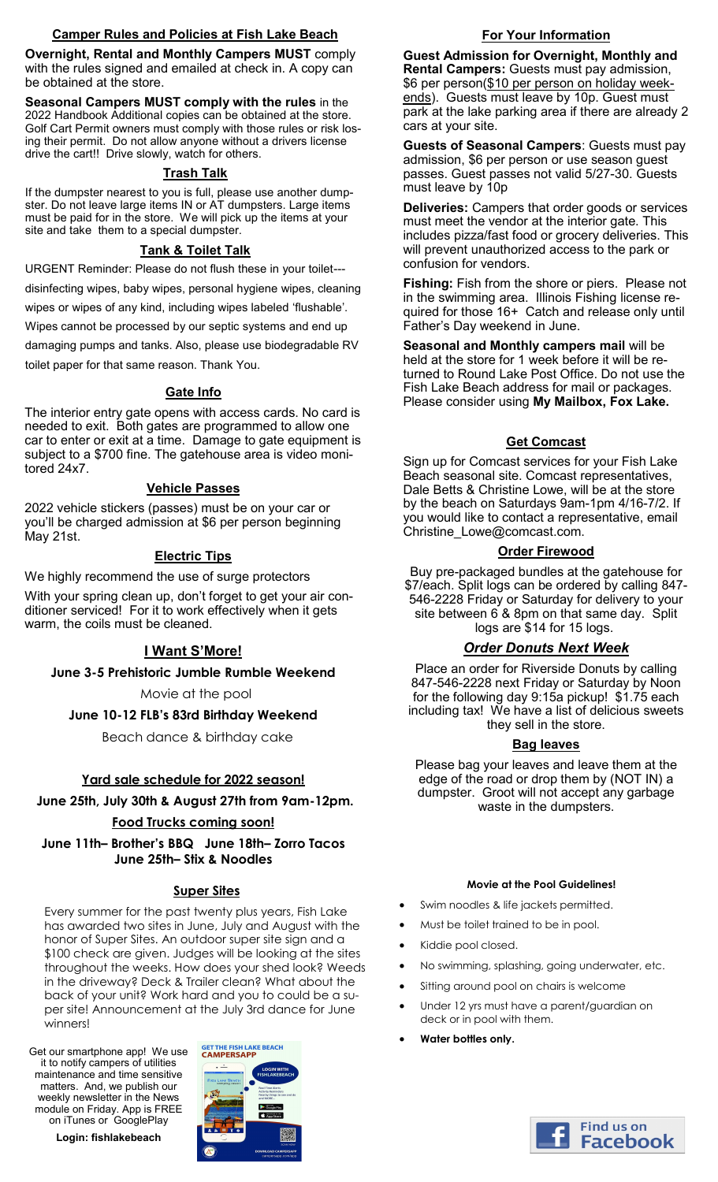## Camper Rules and Policies at Fish Lake Beach

**Overnight, Rental and Monthly Campers MUST** comply with the rules signed and emailed at check in. A copy can be obtained at the store.

**Seasonal Campers MUST comply with the rules** in the 2022 Handbook Additional copies can be obtained at the store. Golf Cart Permit owners must comply with those rules or risk losing their permit. Do not allow anyone without a drivers license drive the cart!! Drive slowly, watch for others.

## Trash Talk

If the dumpster nearest to you is full, please use another dumpster. Do not leave large items IN or AT dumpsters. Large items must be paid for in the store. We will pick up the items at your site and take them to a special dumpster.

## Tank & Toilet Talk

URGENT Reminder: Please do not flush these in your toilet---disinfecting wipes, baby wipes, personal hygiene wipes, cleaning wipes or wipes of any kind, including wipes labeled 'flushable'. Wipes cannot be processed by our septic systems and end up damaging pumps and tanks. Also, please use biodegradable RV toilet paper for that same reason. Thank You.

## Gate Info

The interior entry gate opens with access cards. No card is needed to exit. Both gates are programmed to allow one car to enter or exit at a time. Damage to gate equipment is subject to a $700 fine. The gatehouse area is video monitored 24x7.

## Vehicle Passes

2022 vehicle stickers (passes) must be on your car or you'll be charged admission at $6 per person beginning May 21st.

## Electric Tips

We highly recommend the use of surge protectors

With your spring clean up, don't forget to get your air conditioner serviced! For it to work effectively when it gets warm, the coils must be cleaned.

## I Want S'More!

**June 3-5 Prehistoric Jumble Rumble Weekend**

Movie at the pool

**June 10-12 FLB's 83rd Birthday Weekend**

Beach dance & birthday cake

## Yard sale schedule for 2022 season!

**June 25th, July 30th & August 27th from 9am-12pm.**

## Food Trucks coming soon!

**June 11th– Brother's BBQ June 18th– Zorro Tacos**
**June 25th– Stix & Noodles**

## Super Sites

Every summer for the past twenty plus years, Fish Lake has awarded two sites in June, July and August with the honor of Super Sites. An outdoor super site sign and a $100 check are given. Judges will be looking at the sites throughout the weeks. How does your shed look? Weeds in the driveway? Deck & Trailer clean? What about the back of your unit? Work hard and you could be a super site! Announcement at the July 3rd dance for June winners!

Get our smartphone app! We use it to notify campers of utilities maintenance and time sensitive matters. And, we publish our weekly newsletter in the News module on Friday. App is FREE on iTunes or GooglePlay

**Login: fishlakebeach**

## For Your Information

**Guest Admission for Overnight, Monthly and Rental Campers:** Guests must pay admission, $6 per person($10 per person on holiday weekends). Guests must leave by 10p. Guest must park at the lake parking area if there are already 2 cars at your site.

**Guests of Seasonal Campers**: Guests must pay admission, $6 per person or use season guest passes. Guest passes not valid 5/27-30. Guests must leave by 10p

**Deliveries:** Campers that order goods or services must meet the vendor at the interior gate. This includes pizza/fast food or grocery deliveries. This will prevent unauthorized access to the park or confusion for vendors.

**Fishing:** Fish from the shore or piers. Please not in the swimming area. Illinois Fishing license required for those 16+ Catch and release only until Father's Day weekend in June.

**Seasonal and Monthly campers mail** will be held at the store for 1 week before it will be returned to Round Lake Post Office. Do not use the Fish Lake Beach address for mail or packages. Please consider using **My Mailbox, Fox Lake.**

## Get Comcast

Sign up for Comcast services for your Fish Lake Beach seasonal site. Comcast representatives, Dale Betts & Christine Lowe, will be at the store by the beach on Saturdays 9am-1pm 4/16-7/2. If you would like to contact a representative, email Christine_Lowe@comcast.com.

## Order Firewood

Buy pre-packaged bundles at the gatehouse for $7/each. Split logs can be ordered by calling 847-546-2228 Friday or Saturday for delivery to your site between 6 & 8pm on that same day. Split logs are $14 for 15 logs.

## *Order Donuts Next Week*

Place an order for Riverside Donuts by calling 847-546-2228 next Friday or Saturday by Noon for the following day 9:15a pickup! $1.75 each including tax! We have a list of delicious sweets they sell in the store.

## Bag leaves

Please bag your leaves and leave them at the edge of the road or drop them by (NOT IN) a dumpster. Groot will not accept any garbage waste in the dumpsters.

#### Movie at the Pool Guidelines!

- Swim noodles & life jackets permitted.
- Must be toilet trained to be in pool.
- Kiddie pool closed.
- No swimming, splashing, going underwater, etc.
- Sitting around pool on chairs is welcome
- Under 12 yrs must have a parent/guardian on deck or in pool with them.
- **Water bottles only.**

Find us on Facebook